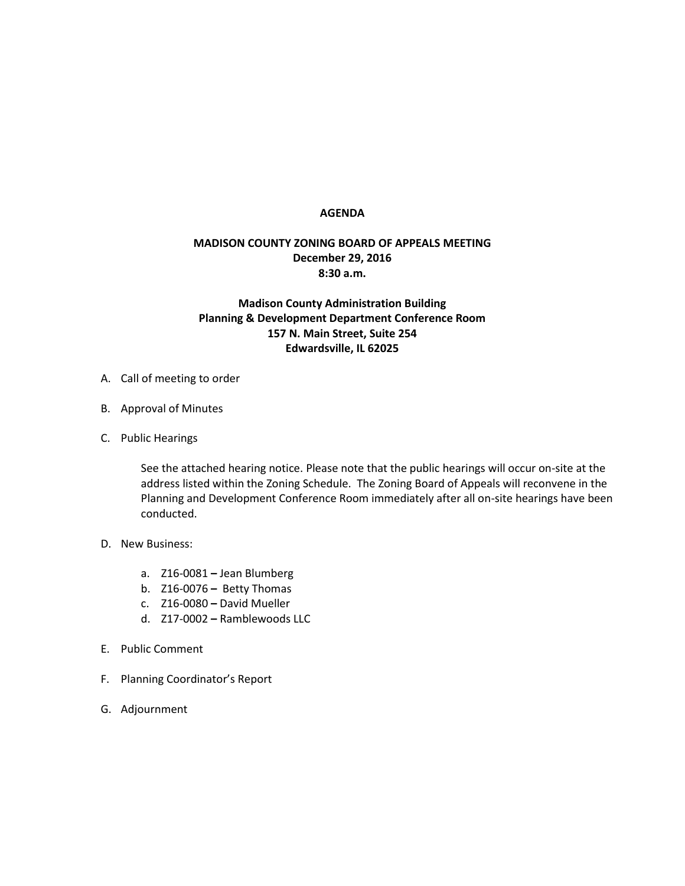# AGENDA

## MADISON COUNTY ZONING BOARD OF APPEALS MEETING

**December 29, 2016**

**8:30 a.m.**

**Madison County Administration Building**

**Planning & Development Department Conference Room**

**157 N. Main Street, Suite 254**

**Edwardsville, IL 62025**

A. Call of meeting to order

B. Approval of Minutes

C. Public Hearings

   See the attached hearing notice. Please note that the public hearings will occur on-site at the address listed within the Zoning Schedule. The Zoning Board of Appeals will reconvene in the Planning and Development Conference Room immediately after all on-site hearings have been conducted.

D. New Business:

   a. Z16-0081 **–** Jean Blumberg
   b. Z16-0076 **–** Betty Thomas
   c. Z16-0080 **–** David Mueller
   d. Z17-0002 **–** Ramblewoods LLC

E. Public Comment

F. Planning Coordinator's Report

G. Adjournment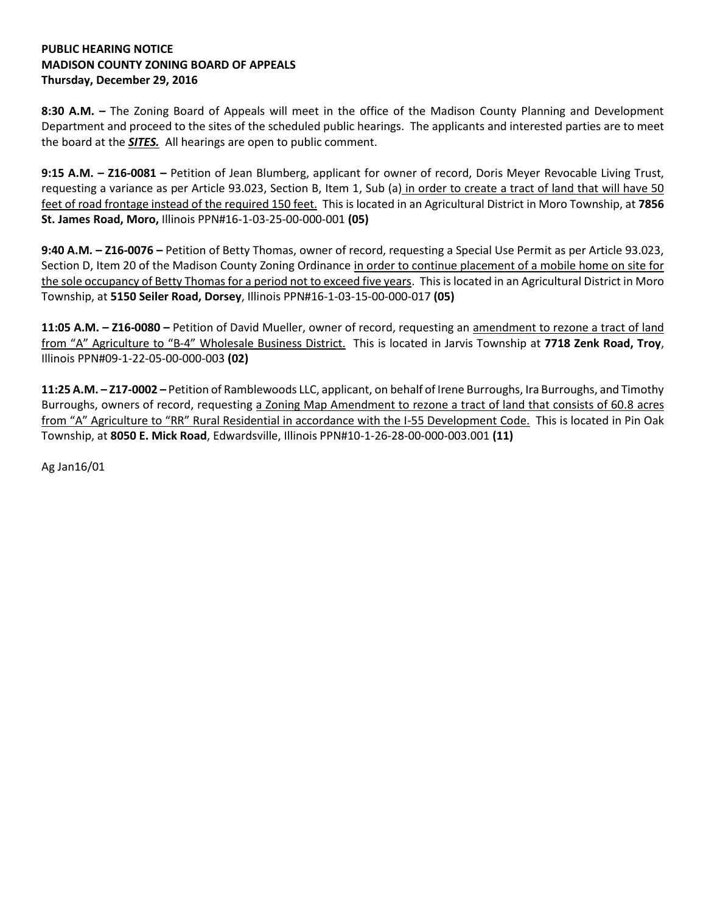**PUBLIC HEARING NOTICE**
**MADISON COUNTY ZONING BOARD OF APPEALS**
**Thursday, December 29, 2016**

**8:30 A.M. –** The Zoning Board of Appeals will meet in the office of the Madison County Planning and Development Department and proceed to the sites of the scheduled public hearings. The applicants and interested parties are to meet the board at the ***SITES.*** All hearings are open to public comment.

**9:15 A.M. – Z16-0081 –** Petition of Jean Blumberg, applicant for owner of record, Doris Meyer Revocable Living Trust, requesting a variance as per Article 93.023, Section B, Item 1, Sub (a) in order to create a tract of land that will have 50 feet of road frontage instead of the required 150 feet. This is located in an Agricultural District in Moro Township, at **7856 St. James Road, Moro,** Illinois PPN#16-1-03-25-00-000-001 **(05)**

**9:40 A.M. – Z16-0076 –** Petition of Betty Thomas, owner of record, requesting a Special Use Permit as per Article 93.023, Section D, Item 20 of the Madison County Zoning Ordinance in order to continue placement of a mobile home on site for the sole occupancy of Betty Thomas for a period not to exceed five years. This is located in an Agricultural District in Moro Township, at **5150 Seiler Road, Dorsey**, Illinois PPN#16-1-03-15-00-000-017 **(05)**

**11:05 A.M. – Z16-0080 –** Petition of David Mueller, owner of record, requesting an amendment to rezone a tract of land from "A" Agriculture to "B-4" Wholesale Business District. This is located in Jarvis Township at **7718 Zenk Road, Troy**, Illinois PPN#09-1-22-05-00-000-003 **(02)**

**11:25 A.M. – Z17-0002 –** Petition of Ramblewoods LLC, applicant, on behalf of Irene Burroughs, Ira Burroughs, and Timothy Burroughs, owners of record, requesting a Zoning Map Amendment to rezone a tract of land that consists of 60.8 acres from "A" Agriculture to "RR" Rural Residential in accordance with the I-55 Development Code. This is located in Pin Oak Township, at **8050 E. Mick Road**, Edwardsville, Illinois PPN#10-1-26-28-00-000-003.001 **(11)**

Ag Jan16/01